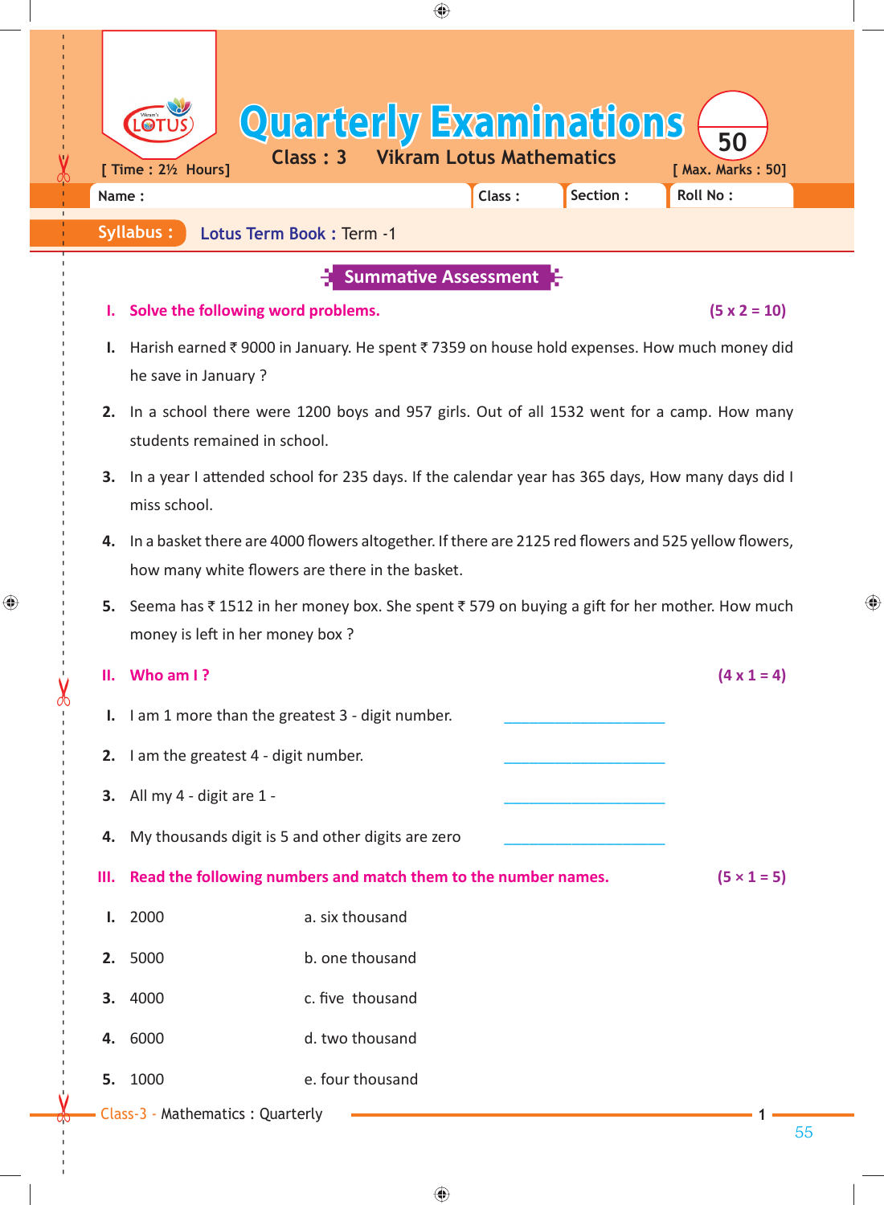# Quarterly Examinations

**Class : 3 Vikram Lotus Mathematics**

[ Time : 2½ Hours] [ Max. Marks : 50]

50

| Name : | Class : | Section : | Roll No : |
|---|---|---|---|

**Syllabus :** Lotus Term Book : Term -1

## Summative Assessment

### I. Solve the following word problems. (5 x 2 = 10)

1. Harish earned ₹ 9000 in January. He spent ₹ 7359 on house hold expenses. How much money did he save in January ?
2. In a school there were 1200 boys and 957 girls. Out of all 1532 went for a camp. How many students remained in school.
3. In a year I attended school for 235 days. If the calendar year has 365 days, How many days did I miss school.
4. In a basket there are 4000 flowers altogether. If there are 2125 red flowers and 525 yellow flowers, how many white flowers are there in the basket.
5. Seema has ₹ 1512 in her money box. She spent ₹ 579 on buying a gift for her mother. How much money is left in her money box ?

### II. Who am I ? (4 x 1 = 4)

1. I am 1 more than the greatest 3 - digit number. ____________________
2. I am the greatest 4 - digit number. ____________________
3. All my 4 - digit are 1 - ____________________
4. My thousands digit is 5 and other digits are zero ____________________

### III. Read the following numbers and match them to the number names. (5 × 1 = 5)

| | | |
|---|---|---|
| 1. | 2000 | a. six thousand |
| 2. | 5000 | b. one thousand |
| 3. | 4000 | c. five thousand |
| 4. | 6000 | d. two thousand |
| 5. | 1000 | e. four thousand |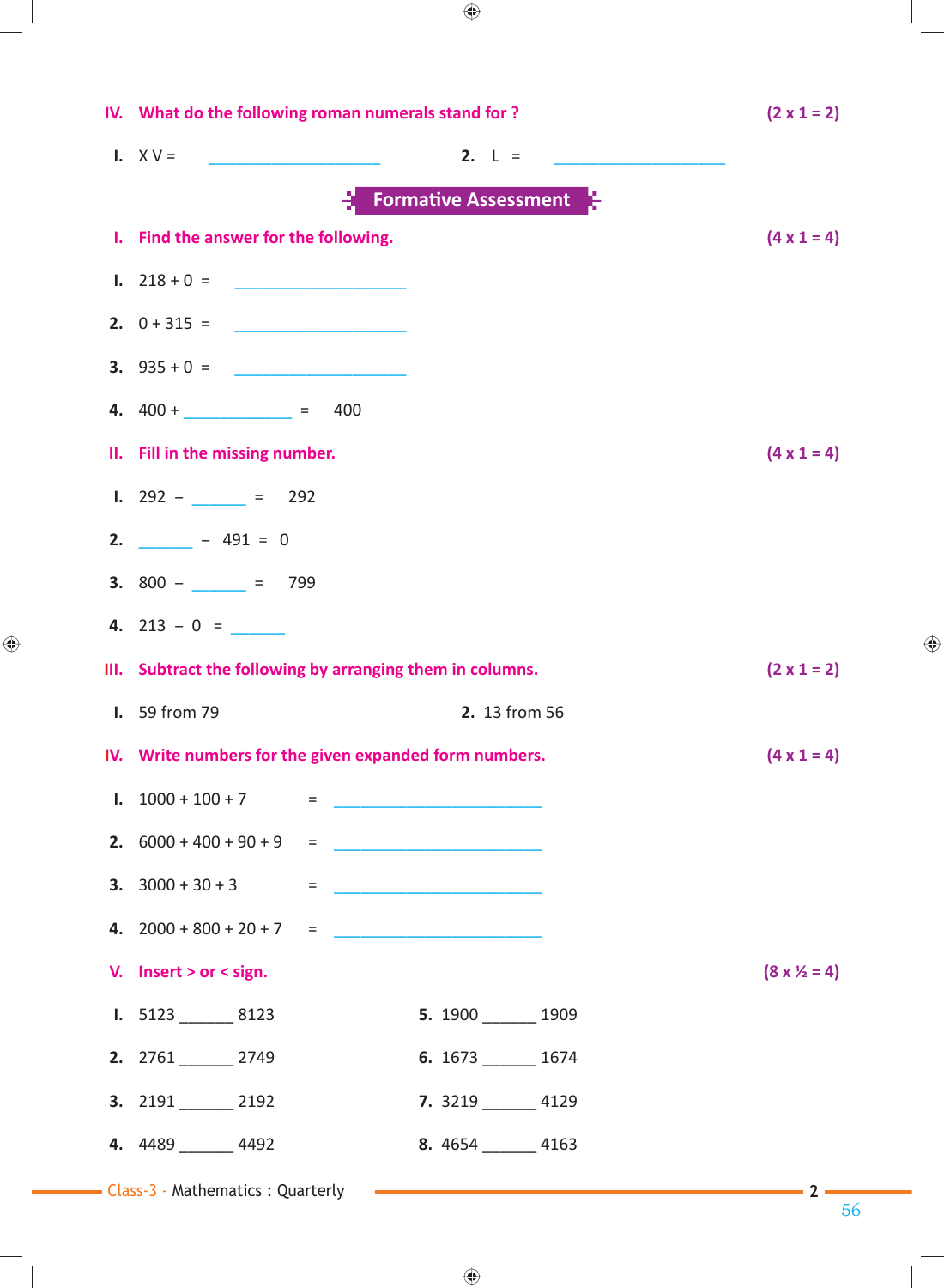**IV. What do the following roman numerals stand for ?** **(2 x 1 = 2)**

I. X V = ____________________ 2. L = ____________________

## Formative Assessment

**I. Find the answer for the following.** **(4 x 1 = 4)**

I. 218 + 0 = ____________________

2. 0 + 315 = ____________________

3. 935 + 0 = ____________________

4. 400 + ____________ = 400

**II. Fill in the missing number.** **(4 x 1 = 4)**

I. 292 – ______ = 292

2. ______ – 491 = 0

3. 800 – ______ = 799

4. 213 – 0 = ______

**III. Subtract the following by arranging them in columns.** **(2 x 1 = 2)**

I. 59 from 79 2. 13 from 56

**IV. Write numbers for the given expanded form numbers.** **(4 x 1 = 4)**

I. 1000 + 100 + 7 = ________________________

2. 6000 + 400 + 90 + 9 = ________________________

3. 3000 + 30 + 3 = ________________________

4. 2000 + 800 + 20 + 7 = ________________________

**V. Insert > or < sign.** **(8 x ½ = 4)**

I. 5123 ______ 8123

2. 2761 ______ 2749

3. 2191 ______ 2192

4. 4489 ______ 4492

5. 1900 ______ 1909

6. 1673 ______ 1674

7. 3219 ______ 4129

8. 4654 ______ 4163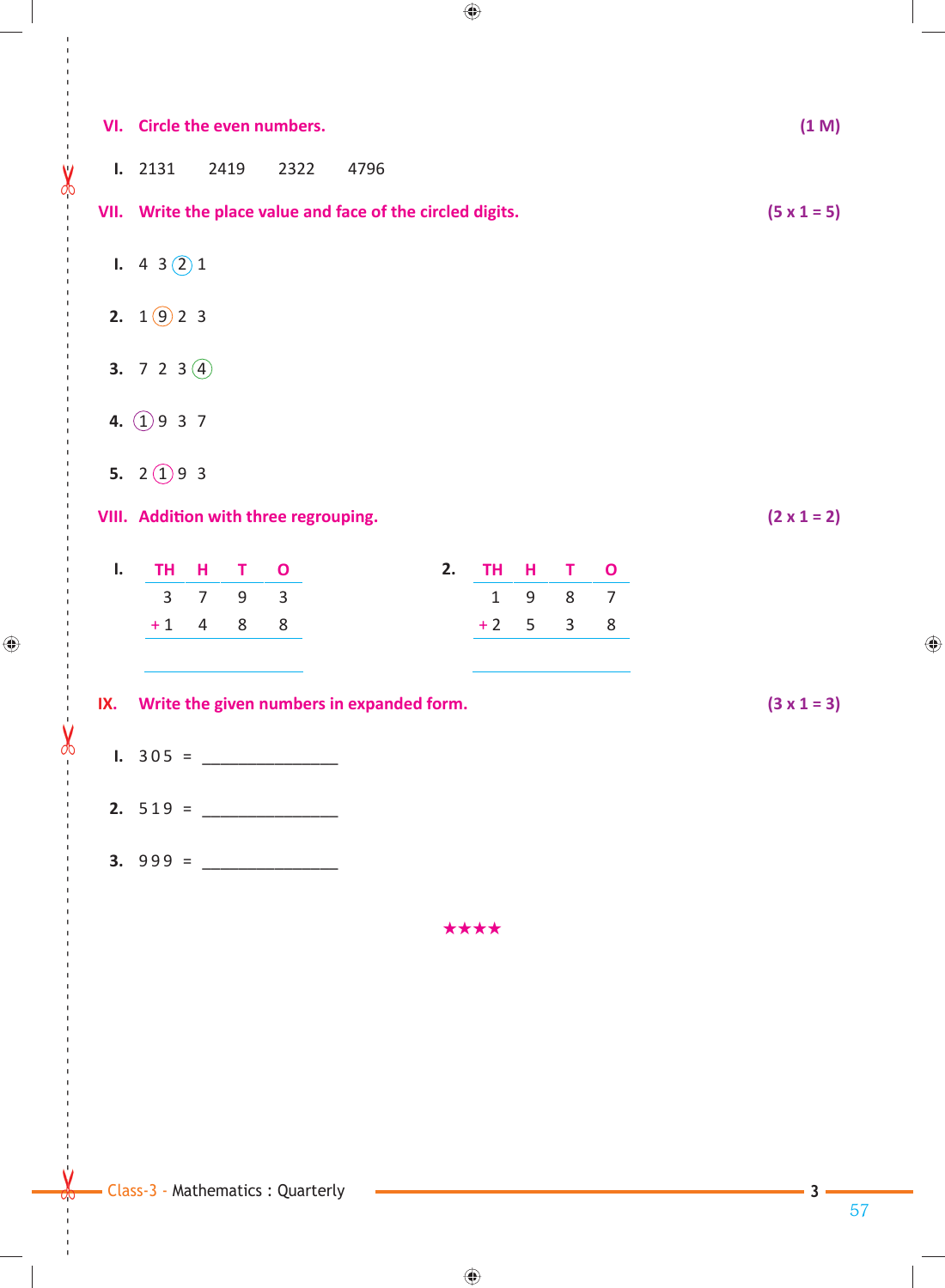**VI. Circle the even numbers.** **(1 M)**

I. 2131 2419 2322 4796

**VII. Write the place value and face of the circled digits.** **(5 x 1 = 5)**

I. 4 3 (2) 1

2. 1 (9) 2 3

3. 7 2 3 (4)

4. (1) 9 3 7

5. 2 (1) 9 3

**VIII. Addition with three regrouping.** **(2 x 1 = 2)**

I.

| TH | H | T | O |
|---|---|---|---|
| 3 | 7 | 9 | 3 |
| + 1 | 4 | 8 | 8 |
| | | | |

2.

| TH | H | T | O |
|---|---|---|---|
| 1 | 9 | 8 | 7 |
| + 2 | 5 | 3 | 8 |
| | | | |

**IX. Write the given numbers in expanded form.** **(3 x 1 = 3)**

I. 305 = _______________

2. 519 = _______________

3. 999 = _______________

★★★★